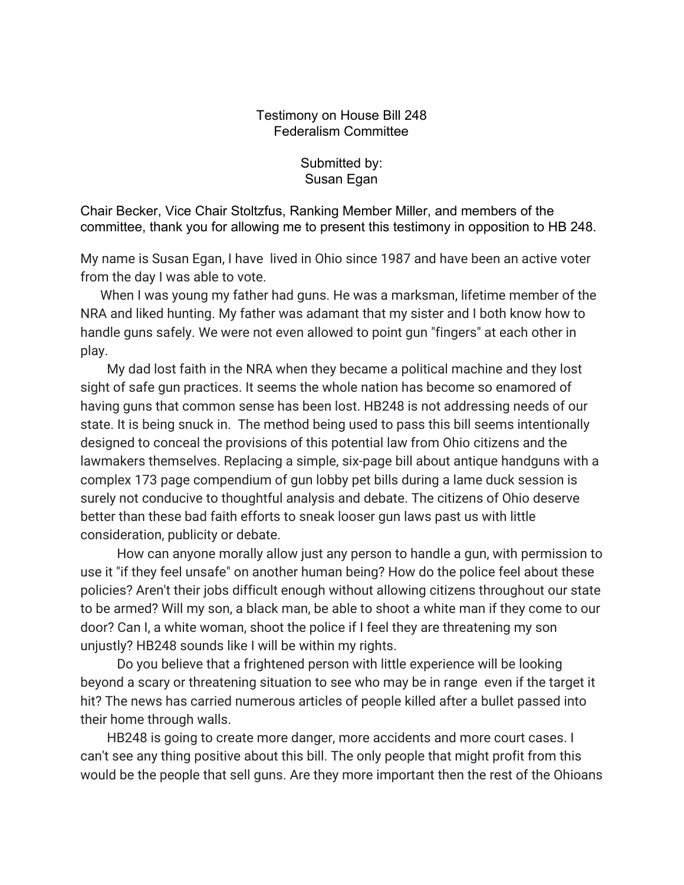Testimony on House Bill 248
Federalism Committee

Submitted by:
Susan Egan

Chair Becker, Vice Chair Stoltzfus, Ranking Member Miller, and members of the committee, thank you for allowing me to present this testimony in opposition to HB 248.

My name is Susan Egan, I have lived in Ohio since 1987 and have been an active voter from the day I was able to vote.

When I was young my father had guns. He was a marksman, lifetime member of the NRA and liked hunting. My father was adamant that my sister and I both know how to handle guns safely. We were not even allowed to point gun "fingers" at each other in play.

My dad lost faith in the NRA when they became a political machine and they lost sight of safe gun practices. It seems the whole nation has become so enamored of having guns that common sense has been lost. HB248 is not addressing needs of our state. It is being snuck in. The method being used to pass this bill seems intentionally designed to conceal the provisions of this potential law from Ohio citizens and the lawmakers themselves. Replacing a simple, six-page bill about antique handguns with a complex 173 page compendium of gun lobby pet bills during a lame duck session is surely not conducive to thoughtful analysis and debate. The citizens of Ohio deserve better than these bad faith efforts to sneak looser gun laws past us with little consideration, publicity or debate.

How can anyone morally allow just any person to handle a gun, with permission to use it "if they feel unsafe" on another human being? How do the police feel about these policies? Aren't their jobs difficult enough without allowing citizens throughout our state to be armed? Will my son, a black man, be able to shoot a white man if they come to our door? Can I, a white woman, shoot the police if I feel they are threatening my son unjustly? HB248 sounds like I will be within my rights.

Do you believe that a frightened person with little experience will be looking beyond a scary or threatening situation to see who may be in range even if the target it hit? The news has carried numerous articles of people killed after a bullet passed into their home through walls.

HB248 is going to create more danger, more accidents and more court cases. I can't see any thing positive about this bill. The only people that might profit from this would be the people that sell guns. Are they more important then the rest of the Ohioans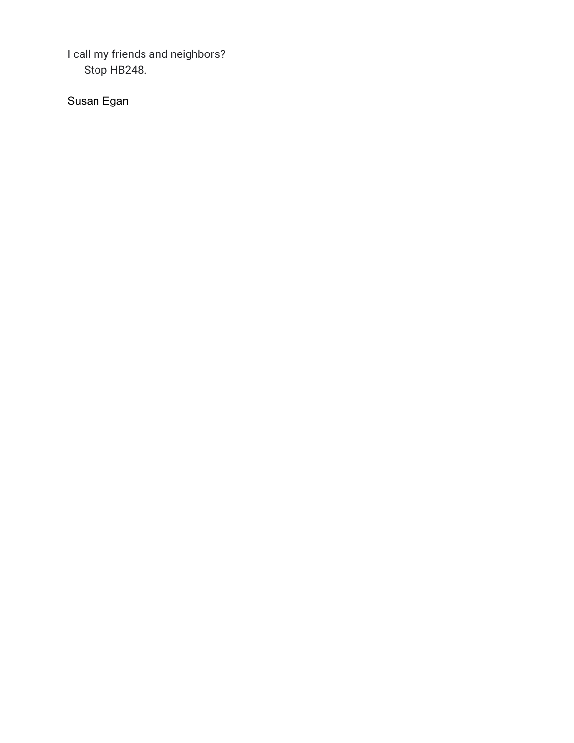I call my friends and neighbors?

Stop HB248.

Susan Egan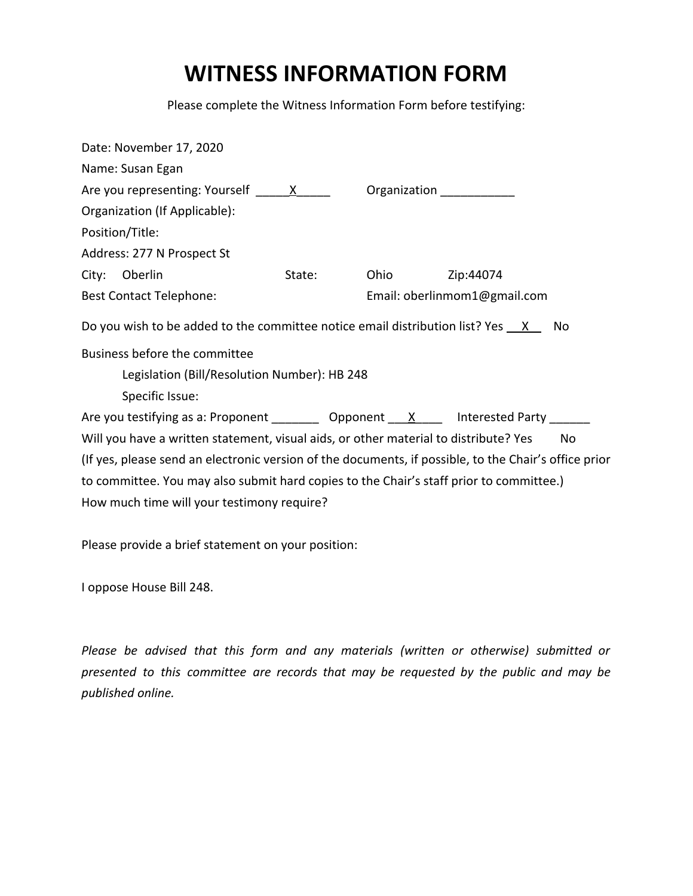# WITNESS INFORMATION FORM

Please complete the Witness Information Form before testifying:

Date: November 17, 2020

Name: Susan Egan

Are you representing: Yourself _____X_____ Organization ___________

Organization (If Applicable):

Position/Title:

Address: 277 N Prospect St

City: Oberlin State: Ohio Zip:44074

Best Contact Telephone: Email: oberlinmom1@gmail.com

Do you wish to be added to the committee notice email distribution list? Yes __X__ No

Business before the committee

Legislation (Bill/Resolution Number): HB 248

Specific Issue:

Are you testifying as a: Proponent _______ Opponent ___X____ Interested Party ______

Will you have a written statement, visual aids, or other material to distribute? Yes No

(If yes, please send an electronic version of the documents, if possible, to the Chair's office prior to committee. You may also submit hard copies to the Chair's staff prior to committee.)

How much time will your testimony require?

Please provide a brief statement on your position:

I oppose House Bill 248.

*Please be advised that this form and any materials (written or otherwise) submitted or presented to this committee are records that may be requested by the public and may be published online.*